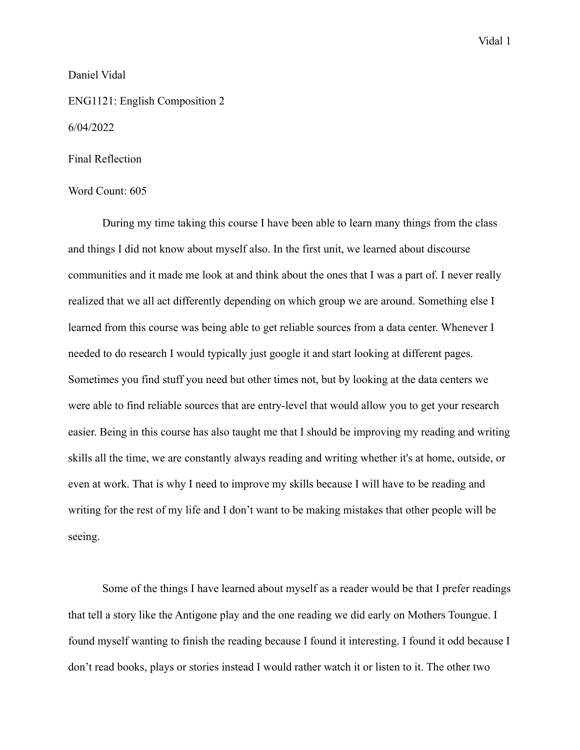Daniel Vidal

ENG1121: English Composition 2

6/04/2022

Final Reflection

Word Count: 605

During my time taking this course I have been able to learn many things from the class and things I did not know about myself also. In the first unit, we learned about discourse communities and it made me look at and think about the ones that I was a part of. I never really realized that we all act differently depending on which group we are around. Something else I learned from this course was being able to get reliable sources from a data center. Whenever I needed to do research I would typically just google it and start looking at different pages. Sometimes you find stuff you need but other times not, but by looking at the data centers we were able to find reliable sources that are entry-level that would allow you to get your research easier. Being in this course has also taught me that I should be improving my reading and writing skills all the time, we are constantly always reading and writing whether it's at home, outside, or even at work. That is why I need to improve my skills because I will have to be reading and writing for the rest of my life and I don't want to be making mistakes that other people will be seeing.

Some of the things I have learned about myself as a reader would be that I prefer readings that tell a story like the Antigone play and the one reading we did early on Mothers Toungue. I found myself wanting to finish the reading because I found it interesting. I found it odd because I don't read books, plays or stories instead I would rather watch it or listen to it. The other two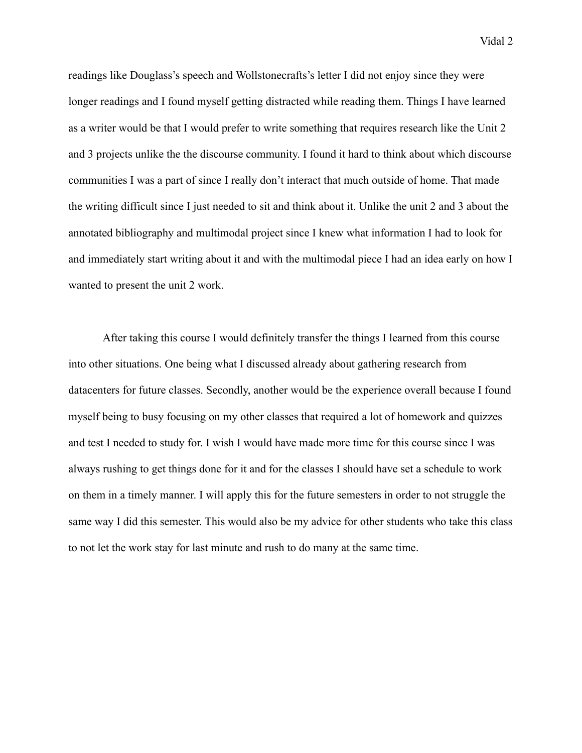readings like Douglass's speech and Wollstonecrafts's letter I did not enjoy since they were longer readings and I found myself getting distracted while reading them. Things I have learned as a writer would be that I would prefer to write something that requires research like the Unit 2 and 3 projects unlike the the discourse community. I found it hard to think about which discourse communities I was a part of since I really don't interact that much outside of home. That made the writing difficult since I just needed to sit and think about it. Unlike the unit 2 and 3 about the annotated bibliography and multimodal project since I knew what information I had to look for and immediately start writing about it and with the multimodal piece I had an idea early on how I wanted to present the unit 2 work.

After taking this course I would definitely transfer the things I learned from this course into other situations. One being what I discussed already about gathering research from datacenters for future classes. Secondly, another would be the experience overall because I found myself being to busy focusing on my other classes that required a lot of homework and quizzes and test I needed to study for. I wish I would have made more time for this course since I was always rushing to get things done for it and for the classes I should have set a schedule to work on them in a timely manner. I will apply this for the future semesters in order to not struggle the same way I did this semester. This would also be my advice for other students who take this class to not let the work stay for last minute and rush to do many at the same time.